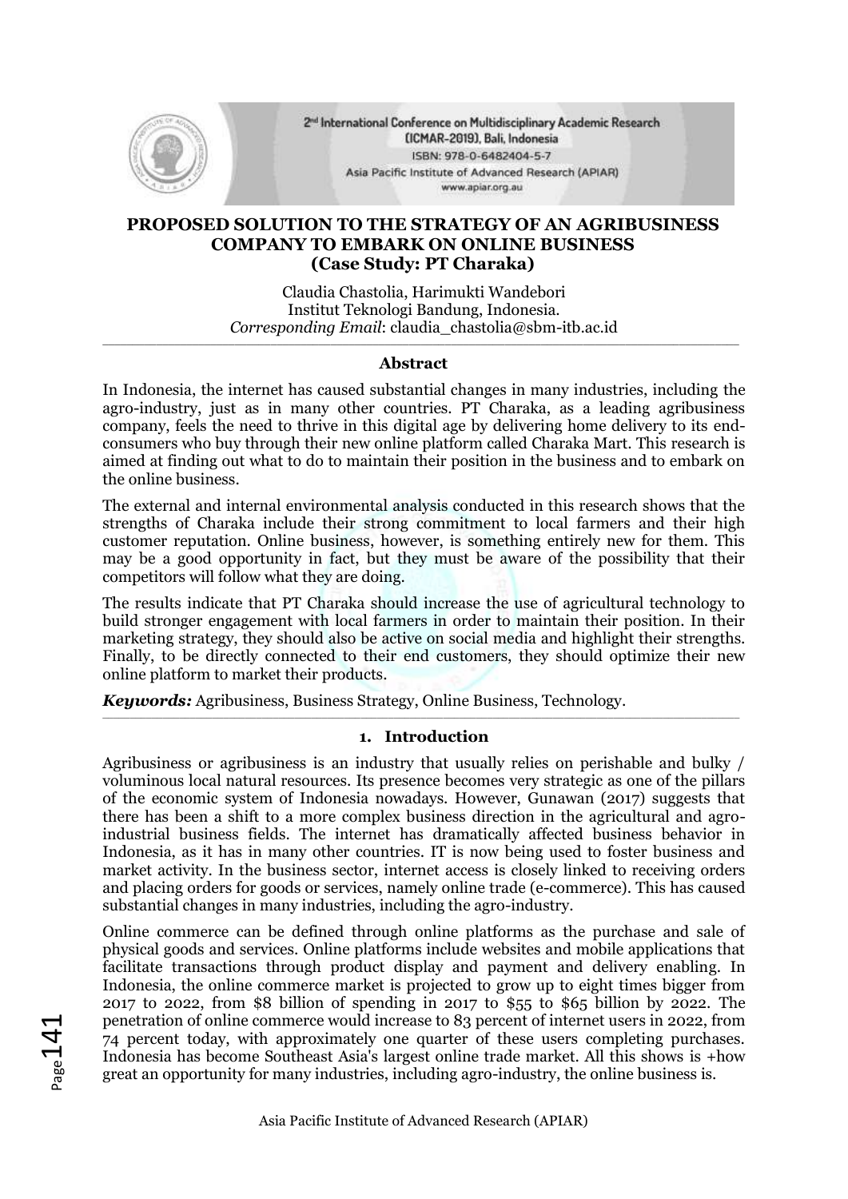# PROPOSED SOLUTION TO THE STRATEGY OF AN AGRIBUSINESS COMPANY TO EMBARK ON ONLINE BUSINESS (Case Study: PT Charaka)

Claudia Chastolia, Harimukti Wandebori
Institut Teknologi Bandung, Indonesia.
*Corresponding Email*: claudia_chastolia@sbm-itb.ac.id

---

### Abstract

In Indonesia, the internet has caused substantial changes in many industries, including the agro-industry, just as in many other countries. PT Charaka, as a leading agribusiness company, feels the need to thrive in this digital age by delivering home delivery to its end-consumers who buy through their new online platform called Charaka Mart. This research is aimed at finding out what to do to maintain their position in the business and to embark on the online business.

The external and internal environmental analysis conducted in this research shows that the strengths of Charaka include their strong commitment to local farmers and their high customer reputation. Online business, however, is something entirely new for them. This may be a good opportunity in fact, but they must be aware of the possibility that their competitors will follow what they are doing.

The results indicate that PT Charaka should increase the use of agricultural technology to build stronger engagement with local farmers in order to maintain their position. In their marketing strategy, they should also be active on social media and highlight their strengths. Finally, to be directly connected to their end customers, they should optimize their new online platform to market their products.

***Keywords:*** Agribusiness, Business Strategy, Online Business, Technology.

---

## 1. Introduction

Agribusiness or agribusiness is an industry that usually relies on perishable and bulky / voluminous local natural resources. Its presence becomes very strategic as one of the pillars of the economic system of Indonesia nowadays. However, Gunawan (2017) suggests that there has been a shift to a more complex business direction in the agricultural and agro-industrial business fields. The internet has dramatically affected business behavior in Indonesia, as it has in many other countries. IT is now being used to foster business and market activity. In the business sector, internet access is closely linked to receiving orders and placing orders for goods or services, namely online trade (e-commerce). This has caused substantial changes in many industries, including the agro-industry.

Online commerce can be defined through online platforms as the purchase and sale of physical goods and services. Online platforms include websites and mobile applications that facilitate transactions through product display and payment and delivery enabling. In Indonesia, the online commerce market is projected to grow up to eight times bigger from 2017 to 2022, from $8 billion of spending in 2017 to $55 to $65 billion by 2022. The penetration of online commerce would increase to 83 percent of internet users in 2022, from 74 percent today, with approximately one quarter of these users completing purchases. Indonesia has become Southeast Asia's largest online trade market. All this shows is +how great an opportunity for many industries, including agro-industry, the online business is.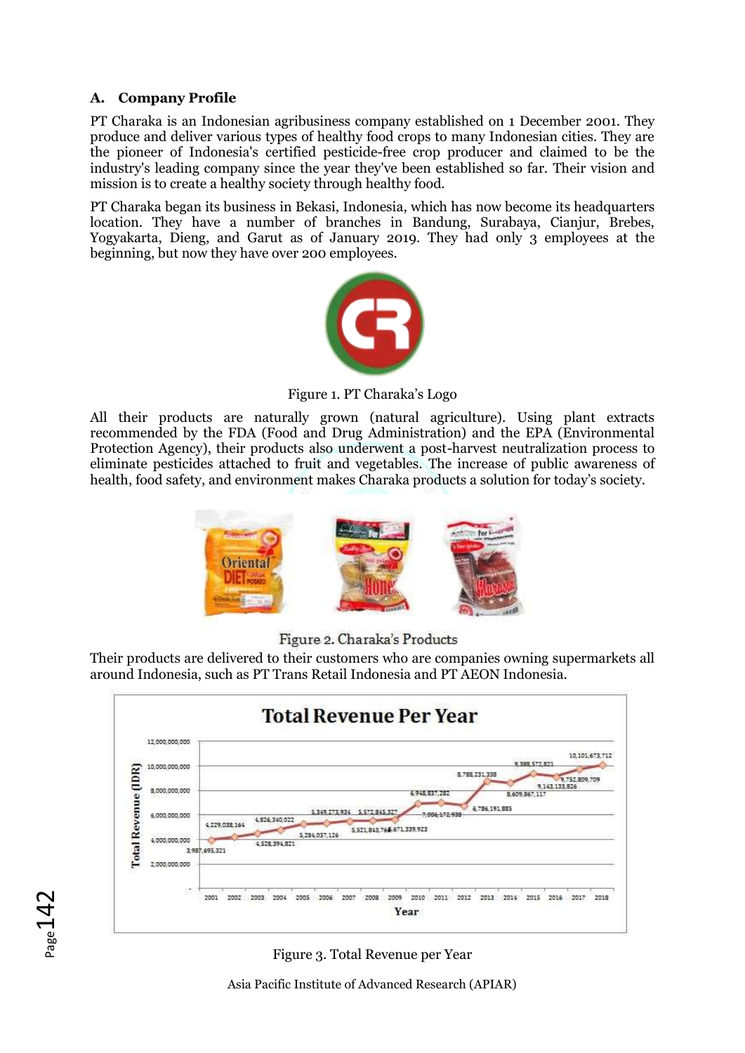## A. Company Profile

PT Charaka is an Indonesian agribusiness company established on 1 December 2001. They produce and deliver various types of healthy food crops to many Indonesian cities. They are the pioneer of Indonesia's certified pesticide-free crop producer and claimed to be the industry's leading company since the year they've been established so far. Their vision and mission is to create a healthy society through healthy food.

PT Charaka began its business in Bekasi, Indonesia, which has now become its headquarters location. They have a number of branches in Bandung, Surabaya, Cianjur, Brebes, Yogyakarta, Dieng, and Garut as of January 2019. They had only 3 employees at the beginning, but now they have over 200 employees.

Figure 1. PT Charaka's Logo

All their products are naturally grown (natural agriculture). Using plant extracts recommended by the FDA (Food and Drug Administration) and the EPA (Environmental Protection Agency), their products also underwent a post-harvest neutralization process to eliminate pesticides attached to fruit and vegetables. The increase of public awareness of health, food safety, and environment makes Charaka products a solution for today's society.

Figure 2. Charaka's Products

Their products are delivered to their customers who are companies owning supermarkets all around Indonesia, such as PT Trans Retail Indonesia and PT AEON Indonesia.

Figure 3. Total Revenue per Year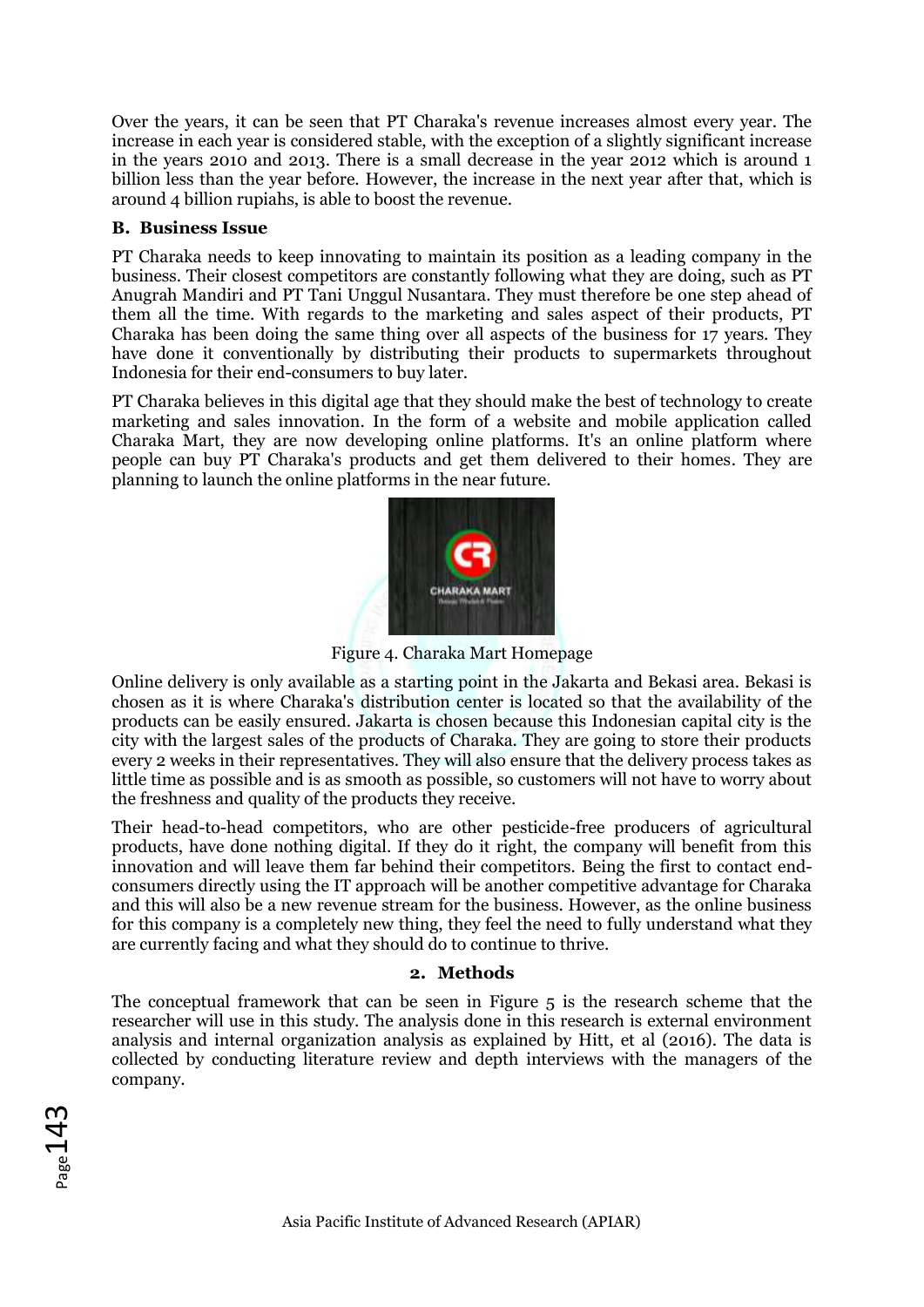Over the years, it can be seen that PT Charaka's revenue increases almost every year. The increase in each year is considered stable, with the exception of a slightly significant increase in the years 2010 and 2013. There is a small decrease in the year 2012 which is around 1 billion less than the year before. However, the increase in the next year after that, which is around 4 billion rupiahs, is able to boost the revenue.

### B. Business Issue

PT Charaka needs to keep innovating to maintain its position as a leading company in the business. Their closest competitors are constantly following what they are doing, such as PT Anugrah Mandiri and PT Tani Unggul Nusantara. They must therefore be one step ahead of them all the time. With regards to the marketing and sales aspect of their products, PT Charaka has been doing the same thing over all aspects of the business for 17 years. They have done it conventionally by distributing their products to supermarkets throughout Indonesia for their end-consumers to buy later.

PT Charaka believes in this digital age that they should make the best of technology to create marketing and sales innovation. In the form of a website and mobile application called Charaka Mart, they are now developing online platforms. It's an online platform where people can buy PT Charaka's products and get them delivered to their homes. They are planning to launch the online platforms in the near future.

Figure 4. Charaka Mart Homepage

Online delivery is only available as a starting point in the Jakarta and Bekasi area. Bekasi is chosen as it is where Charaka's distribution center is located so that the availability of the products can be easily ensured. Jakarta is chosen because this Indonesian capital city is the city with the largest sales of the products of Charaka. They are going to store their products every 2 weeks in their representatives. They will also ensure that the delivery process takes as little time as possible and is as smooth as possible, so customers will not have to worry about the freshness and quality of the products they receive.

Their head-to-head competitors, who are other pesticide-free producers of agricultural products, have done nothing digital. If they do it right, the company will benefit from this innovation and will leave them far behind their competitors. Being the first to contact end-consumers directly using the IT approach will be another competitive advantage for Charaka and this will also be a new revenue stream for the business. However, as the online business for this company is a completely new thing, they feel the need to fully understand what they are currently facing and what they should do to continue to thrive.

## 2. Methods

The conceptual framework that can be seen in Figure 5 is the research scheme that the researcher will use in this study. The analysis done in this research is external environment analysis and internal organization analysis as explained by Hitt, et al (2016). The data is collected by conducting literature review and depth interviews with the managers of the company.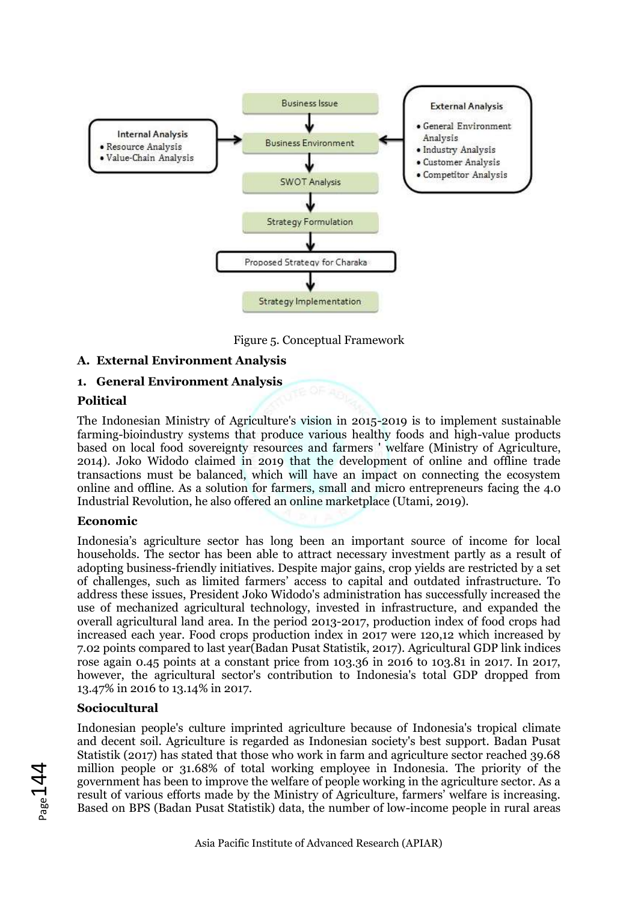Figure 5. Conceptual Framework

## A. External Environment Analysis

### 1. General Environment Analysis

**Political**

The Indonesian Ministry of Agriculture's vision in 2015-2019 is to implement sustainable farming-bioindustry systems that produce various healthy foods and high-value products based on local food sovereignty resources and farmers ' welfare (Ministry of Agriculture, 2014). Joko Widodo claimed in 2019 that the development of online and offline trade transactions must be balanced, which will have an impact on connecting the ecosystem online and offline. As a solution for farmers, small and micro entrepreneurs facing the 4.0 Industrial Revolution, he also offered an online marketplace (Utami, 2019).

**Economic**

Indonesia's agriculture sector has long been an important source of income for local households. The sector has been able to attract necessary investment partly as a result of adopting business-friendly initiatives. Despite major gains, crop yields are restricted by a set of challenges, such as limited farmers' access to capital and outdated infrastructure. To address these issues, President Joko Widodo's administration has successfully increased the use of mechanized agricultural technology, invested in infrastructure, and expanded the overall agricultural land area. In the period 2013-2017, production index of food crops had increased each year. Food crops production index in 2017 were 120,12 which increased by 7.02 points compared to last year(Badan Pusat Statistik, 2017). Agricultural GDP link indices rose again 0.45 points at a constant price from 103.36 in 2016 to 103.81 in 2017. In 2017, however, the agricultural sector's contribution to Indonesia's total GDP dropped from 13.47% in 2016 to 13.14% in 2017.

**Sociocultural**

Indonesian people's culture imprinted agriculture because of Indonesia's tropical climate and decent soil. Agriculture is regarded as Indonesian society's best support. Badan Pusat Statistik (2017) has stated that those who work in farm and agriculture sector reached 39.68 million people or 31.68% of total working employee in Indonesia. The priority of the government has been to improve the welfare of people working in the agriculture sector. As a result of various efforts made by the Ministry of Agriculture, farmers' welfare is increasing. Based on BPS (Badan Pusat Statistik) data, the number of low-income people in rural areas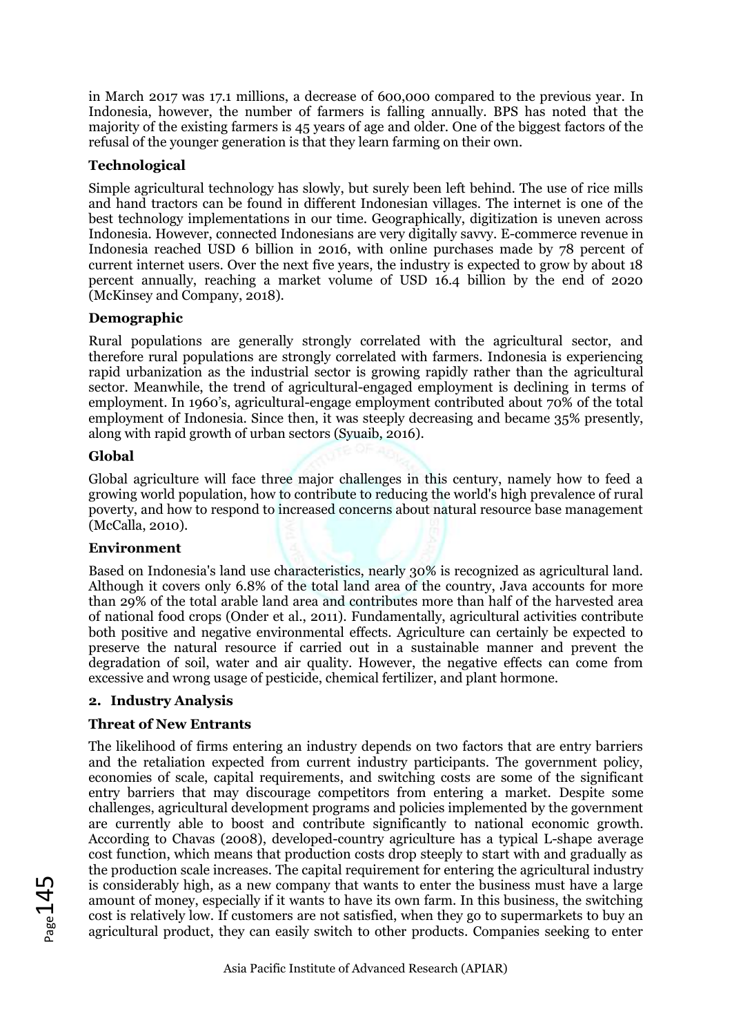in March 2017 was 17.1 millions, a decrease of 600,000 compared to the previous year. In Indonesia, however, the number of farmers is falling annually. BPS has noted that the majority of the existing farmers is 45 years of age and older. One of the biggest factors of the refusal of the younger generation is that they learn farming on their own.

**Technological**

Simple agricultural technology has slowly, but surely been left behind. The use of rice mills and hand tractors can be found in different Indonesian villages. The internet is one of the best technology implementations in our time. Geographically, digitization is uneven across Indonesia. However, connected Indonesians are very digitally savvy. E-commerce revenue in Indonesia reached USD 6 billion in 2016, with online purchases made by 78 percent of current internet users. Over the next five years, the industry is expected to grow by about 18 percent annually, reaching a market volume of USD 16.4 billion by the end of 2020 (McKinsey and Company, 2018).

**Demographic**

Rural populations are generally strongly correlated with the agricultural sector, and therefore rural populations are strongly correlated with farmers. Indonesia is experiencing rapid urbanization as the industrial sector is growing rapidly rather than the agricultural sector. Meanwhile, the trend of agricultural-engaged employment is declining in terms of employment. In 1960's, agricultural-engage employment contributed about 70% of the total employment of Indonesia. Since then, it was steeply decreasing and became 35% presently, along with rapid growth of urban sectors (Syuaib, 2016).

**Global**

Global agriculture will face three major challenges in this century, namely how to feed a growing world population, how to contribute to reducing the world's high prevalence of rural poverty, and how to respond to increased concerns about natural resource base management (McCalla, 2010).

**Environment**

Based on Indonesia's land use characteristics, nearly 30% is recognized as agricultural land. Although it covers only 6.8% of the total land area of the country, Java accounts for more than 29% of the total arable land area and contributes more than half of the harvested area of national food crops (Onder et al., 2011). Fundamentally, agricultural activities contribute both positive and negative environmental effects. Agriculture can certainly be expected to preserve the natural resource if carried out in a sustainable manner and prevent the degradation of soil, water and air quality. However, the negative effects can come from excessive and wrong usage of pesticide, chemical fertilizer, and plant hormone.

**2. Industry Analysis**

**Threat of New Entrants**

The likelihood of firms entering an industry depends on two factors that are entry barriers and the retaliation expected from current industry participants. The government policy, economies of scale, capital requirements, and switching costs are some of the significant entry barriers that may discourage competitors from entering a market. Despite some challenges, agricultural development programs and policies implemented by the government are currently able to boost and contribute significantly to national economic growth. According to Chavas (2008), developed-country agriculture has a typical L-shape average cost function, which means that production costs drop steeply to start with and gradually as the production scale increases. The capital requirement for entering the agricultural industry is considerably high, as a new company that wants to enter the business must have a large amount of money, especially if it wants to have its own farm. In this business, the switching cost is relatively low. If customers are not satisfied, when they go to supermarkets to buy an agricultural product, they can easily switch to other products. Companies seeking to enter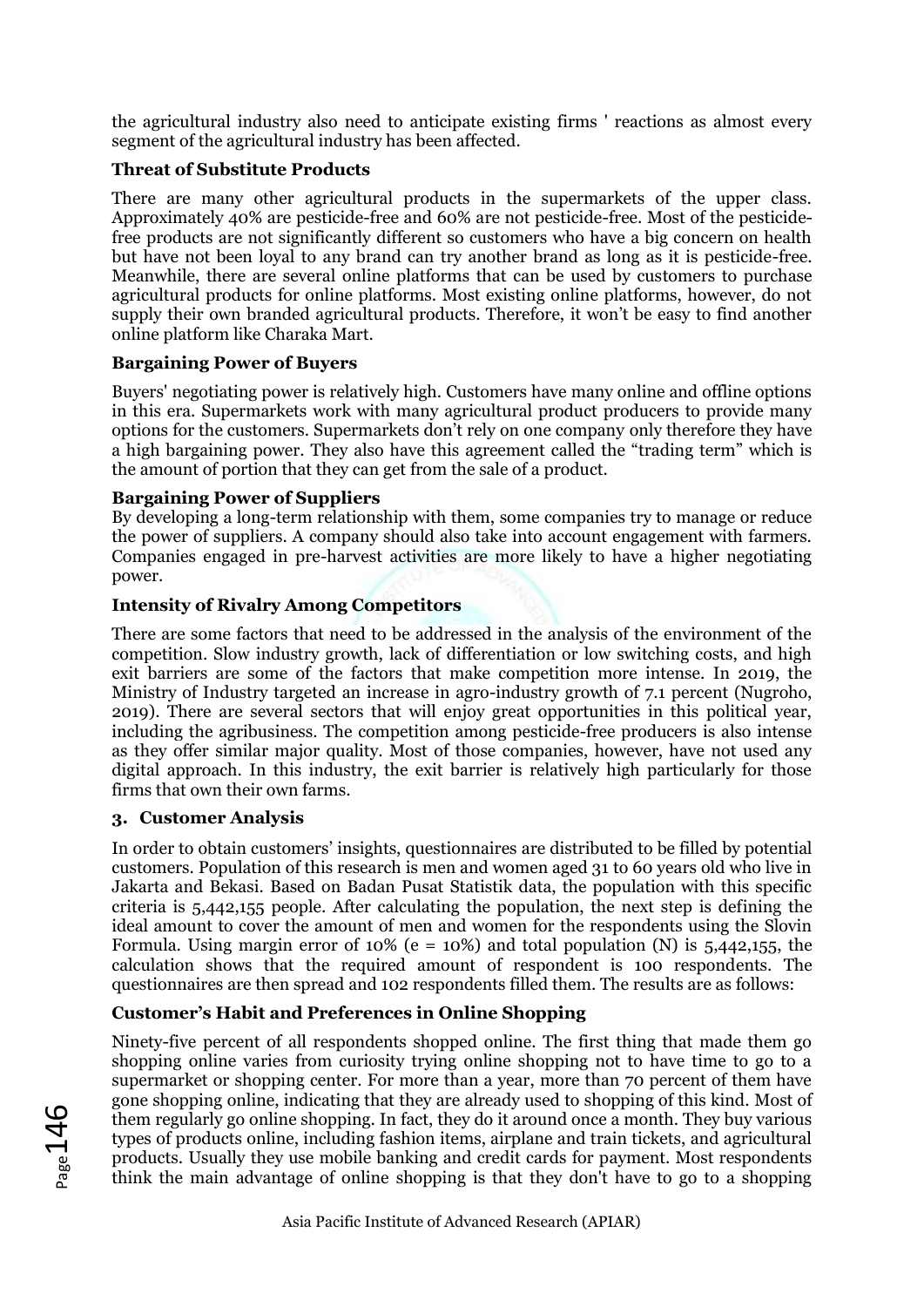the agricultural industry also need to anticipate existing firms ' reactions as almost every segment of the agricultural industry has been affected.

**Threat of Substitute Products**

There are many other agricultural products in the supermarkets of the upper class. Approximately 40% are pesticide-free and 60% are not pesticide-free. Most of the pesticide-free products are not significantly different so customers who have a big concern on health but have not been loyal to any brand can try another brand as long as it is pesticide-free. Meanwhile, there are several online platforms that can be used by customers to purchase agricultural products for online platforms. Most existing online platforms, however, do not supply their own branded agricultural products. Therefore, it won't be easy to find another online platform like Charaka Mart.

**Bargaining Power of Buyers**

Buyers' negotiating power is relatively high. Customers have many online and offline options in this era. Supermarkets work with many agricultural product producers to provide many options for the customers. Supermarkets don't rely on one company only therefore they have a high bargaining power. They also have this agreement called the "trading term" which is the amount of portion that they can get from the sale of a product.

**Bargaining Power of Suppliers**

By developing a long-term relationship with them, some companies try to manage or reduce the power of suppliers. A company should also take into account engagement with farmers. Companies engaged in pre-harvest activities are more likely to have a higher negotiating power.

**Intensity of Rivalry Among Competitors**

There are some factors that need to be addressed in the analysis of the environment of the competition. Slow industry growth, lack of differentiation or low switching costs, and high exit barriers are some of the factors that make competition more intense. In 2019, the Ministry of Industry targeted an increase in agro-industry growth of 7.1 percent (Nugroho, 2019). There are several sectors that will enjoy great opportunities in this political year, including the agribusiness. The competition among pesticide-free producers is also intense as they offer similar major quality. Most of those companies, however, have not used any digital approach. In this industry, the exit barrier is relatively high particularly for those firms that own their own farms.

### 3. Customer Analysis

In order to obtain customers' insights, questionnaires are distributed to be filled by potential customers. Population of this research is men and women aged 31 to 60 years old who live in Jakarta and Bekasi. Based on Badan Pusat Statistik data, the population with this specific criteria is 5,442,155 people. After calculating the population, the next step is defining the ideal amount to cover the amount of men and women for the respondents using the Slovin Formula. Using margin error of 10% ($e = 10\%$) and total population ($N$) is 5,442,155, the calculation shows that the required amount of respondent is 100 respondents. The questionnaires are then spread and 102 respondents filled them. The results are as follows:

**Customer's Habit and Preferences in Online Shopping**

Ninety-five percent of all respondents shopped online. The first thing that made them go shopping online varies from curiosity trying online shopping not to have time to go to a supermarket or shopping center. For more than a year, more than 70 percent of them have gone shopping online, indicating that they are already used to shopping of this kind. Most of them regularly go online shopping. In fact, they do it around once a month. They buy various types of products online, including fashion items, airplane and train tickets, and agricultural products. Usually they use mobile banking and credit cards for payment. Most respondents think the main advantage of online shopping is that they don't have to go to a shopping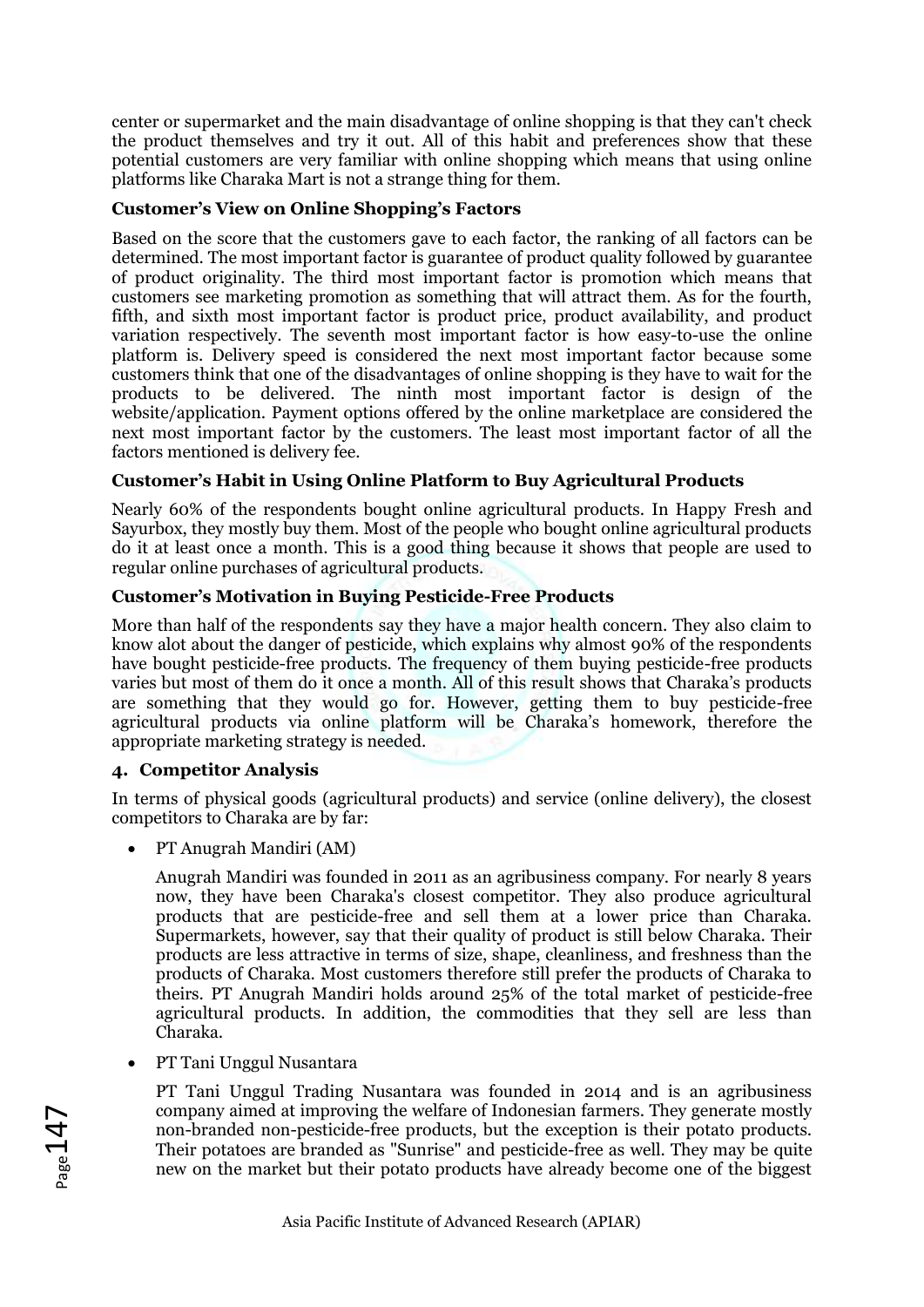center or supermarket and the main disadvantage of online shopping is that they can't check the product themselves and try it out. All of this habit and preferences show that these potential customers are very familiar with online shopping which means that using online platforms like Charaka Mart is not a strange thing for them.

**Customer's View on Online Shopping's Factors**

Based on the score that the customers gave to each factor, the ranking of all factors can be determined. The most important factor is guarantee of product quality followed by guarantee of product originality. The third most important factor is promotion which means that customers see marketing promotion as something that will attract them. As for the fourth, fifth, and sixth most important factor is product price, product availability, and product variation respectively. The seventh most important factor is how easy-to-use the online platform is. Delivery speed is considered the next most important factor because some customers think that one of the disadvantages of online shopping is they have to wait for the products to be delivered. The ninth most important factor is design of the website/application. Payment options offered by the online marketplace are considered the next most important factor by the customers. The least most important factor of all the factors mentioned is delivery fee.

**Customer's Habit in Using Online Platform to Buy Agricultural Products**

Nearly 60% of the respondents bought online agricultural products. In Happy Fresh and Sayurbox, they mostly buy them. Most of the people who bought online agricultural products do it at least once a month. This is a good thing because it shows that people are used to regular online purchases of agricultural products.

**Customer's Motivation in Buying Pesticide-Free Products**

More than half of the respondents say they have a major health concern. They also claim to know alot about the danger of pesticide, which explains why almost 90% of the respondents have bought pesticide-free products. The frequency of them buying pesticide-free products varies but most of them do it once a month. All of this result shows that Charaka's products are something that they would go for. However, getting them to buy pesticide-free agricultural products via online platform will be Charaka's homework, therefore the appropriate marketing strategy is needed.

**4. Competitor Analysis**

In terms of physical goods (agricultural products) and service (online delivery), the closest competitors to Charaka are by far:

- PT Anugrah Mandiri (AM)

  Anugrah Mandiri was founded in 2011 as an agribusiness company. For nearly 8 years now, they have been Charaka's closest competitor. They also produce agricultural products that are pesticide-free and sell them at a lower price than Charaka. Supermarkets, however, say that their quality of product is still below Charaka. Their products are less attractive in terms of size, shape, cleanliness, and freshness than the products of Charaka. Most customers therefore still prefer the products of Charaka to theirs. PT Anugrah Mandiri holds around 25% of the total market of pesticide-free agricultural products. In addition, the commodities that they sell are less than Charaka.

- PT Tani Unggul Nusantara

  PT Tani Unggul Trading Nusantara was founded in 2014 and is an agribusiness company aimed at improving the welfare of Indonesian farmers. They generate mostly non-branded non-pesticide-free products, but the exception is their potato products. Their potatoes are branded as "Sunrise" and pesticide-free as well. They may be quite new on the market but their potato products have already become one of the biggest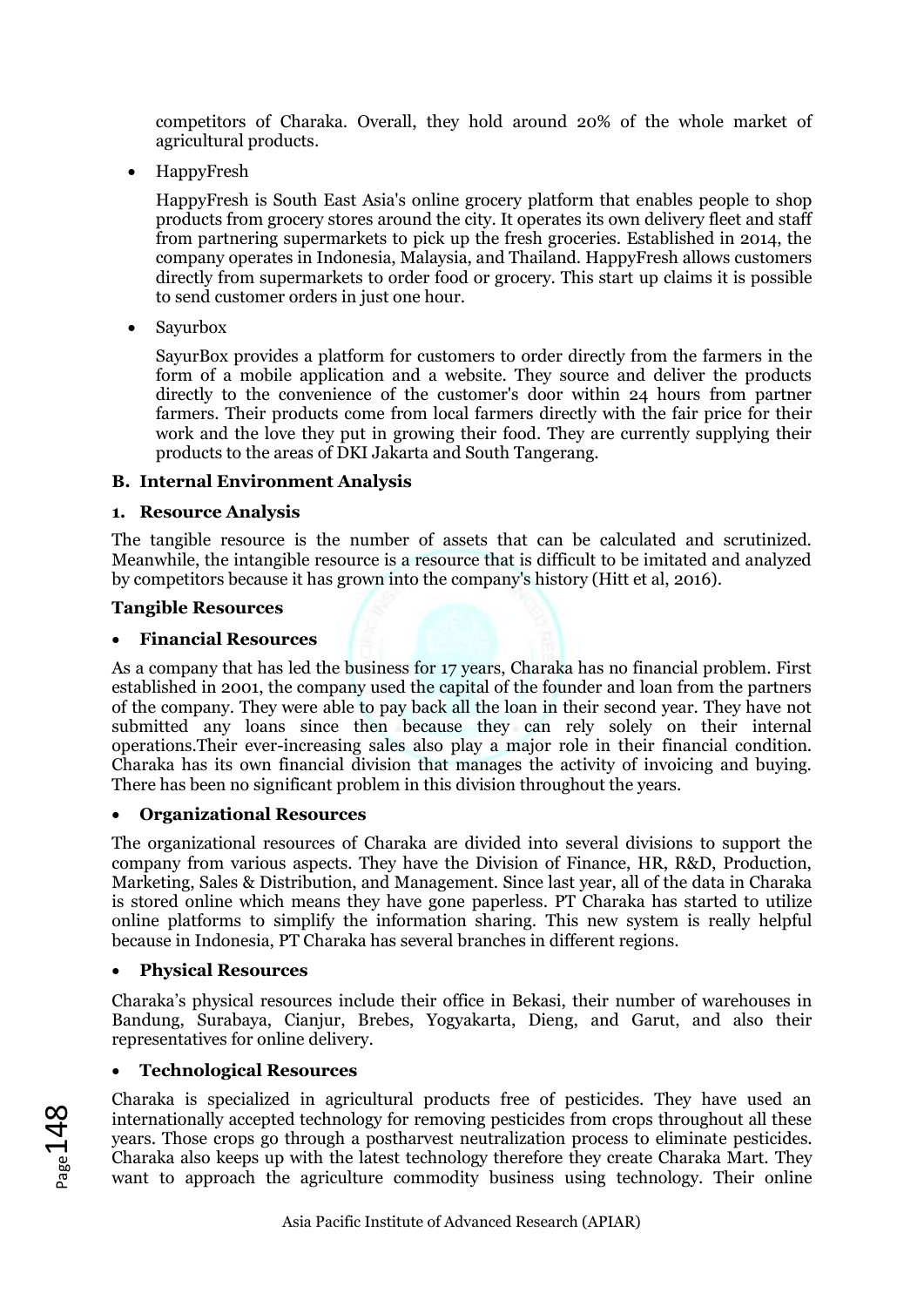competitors of Charaka. Overall, they hold around 20% of the whole market of agricultural products.

- HappyFresh

  HappyFresh is South East Asia's online grocery platform that enables people to shop products from grocery stores around the city. It operates its own delivery fleet and staff from partnering supermarkets to pick up the fresh groceries. Established in 2014, the company operates in Indonesia, Malaysia, and Thailand. HappyFresh allows customers directly from supermarkets to order food or grocery. This start up claims it is possible to send customer orders in just one hour.

- Sayurbox

  SayurBox provides a platform for customers to order directly from the farmers in the form of a mobile application and a website. They source and deliver the products directly to the convenience of the customer's door within 24 hours from partner farmers. Their products come from local farmers directly with the fair price for their work and the love they put in growing their food. They are currently supplying their products to the areas of DKI Jakarta and South Tangerang.

### B. Internal Environment Analysis

#### 1. Resource Analysis

The tangible resource is the number of assets that can be calculated and scrutinized. Meanwhile, the intangible resource is a resource that is difficult to be imitated and analyzed by competitors because it has grown into the company's history (Hitt et al, 2016).

**Tangible Resources**

- **Financial Resources**

As a company that has led the business for 17 years, Charaka has no financial problem. First established in 2001, the company used the capital of the founder and loan from the partners of the company. They were able to pay back all the loan in their second year. They have not submitted any loans since then because they can rely solely on their internal operations.Their ever-increasing sales also play a major role in their financial condition. Charaka has its own financial division that manages the activity of invoicing and buying. There has been no significant problem in this division throughout the years.

- **Organizational Resources**

The organizational resources of Charaka are divided into several divisions to support the company from various aspects. They have the Division of Finance, HR, R&D, Production, Marketing, Sales & Distribution, and Management. Since last year, all of the data in Charaka is stored online which means they have gone paperless. PT Charaka has started to utilize online platforms to simplify the information sharing. This new system is really helpful because in Indonesia, PT Charaka has several branches in different regions.

- **Physical Resources**

Charaka's physical resources include their office in Bekasi, their number of warehouses in Bandung, Surabaya, Cianjur, Brebes, Yogyakarta, Dieng, and Garut, and also their representatives for online delivery.

- **Technological Resources**

Charaka is specialized in agricultural products free of pesticides. They have used an internationally accepted technology for removing pesticides from crops throughout all these years. Those crops go through a postharvest neutralization process to eliminate pesticides. Charaka also keeps up with the latest technology therefore they create Charaka Mart. They want to approach the agriculture commodity business using technology. Their online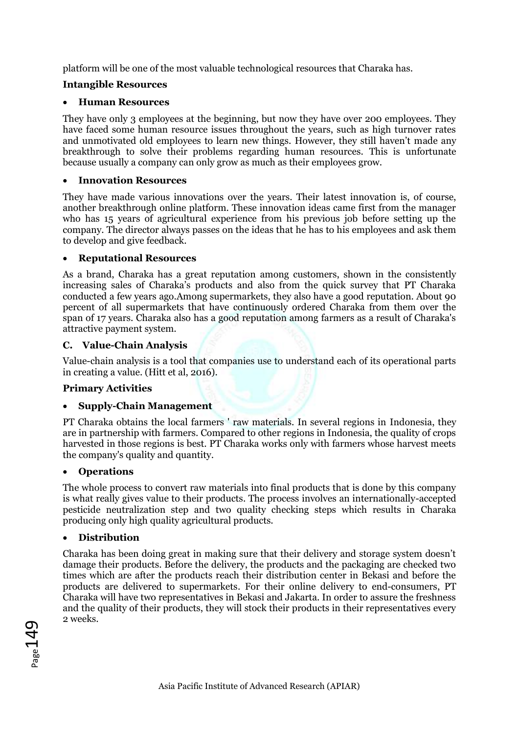platform will be one of the most valuable technological resources that Charaka has.

**Intangible Resources**

- **Human Resources**

They have only 3 employees at the beginning, but now they have over 200 employees. They have faced some human resource issues throughout the years, such as high turnover rates and unmotivated old employees to learn new things. However, they still haven't made any breakthrough to solve their problems regarding human resources. This is unfortunate because usually a company can only grow as much as their employees grow.

- **Innovation Resources**

They have made various innovations over the years. Their latest innovation is, of course, another breakthrough online platform. These innovation ideas came first from the manager who has 15 years of agricultural experience from his previous job before setting up the company. The director always passes on the ideas that he has to his employees and ask them to develop and give feedback.

- **Reputational Resources**

As a brand, Charaka has a great reputation among customers, shown in the consistently increasing sales of Charaka's products and also from the quick survey that PT Charaka conducted a few years ago.Among supermarkets, they also have a good reputation. About 90 percent of all supermarkets that have continuously ordered Charaka from them over the span of 17 years. Charaka also has a good reputation among farmers as a result of Charaka's attractive payment system.

**C. Value-Chain Analysis**

Value-chain analysis is a tool that companies use to understand each of its operational parts in creating a value. (Hitt et al, 2016).

**Primary Activities**

- **Supply-Chain Management**

PT Charaka obtains the local farmers ' raw materials. In several regions in Indonesia, they are in partnership with farmers. Compared to other regions in Indonesia, the quality of crops harvested in those regions is best. PT Charaka works only with farmers whose harvest meets the company's quality and quantity.

- **Operations**

The whole process to convert raw materials into final products that is done by this company is what really gives value to their products. The process involves an internationally-accepted pesticide neutralization step and two quality checking steps which results in Charaka producing only high quality agricultural products.

- **Distribution**

Charaka has been doing great in making sure that their delivery and storage system doesn't damage their products. Before the delivery, the products and the packaging are checked two times which are after the products reach their distribution center in Bekasi and before the products are delivered to supermarkets. For their online delivery to end-consumers, PT Charaka will have two representatives in Bekasi and Jakarta. In order to assure the freshness and the quality of their products, they will stock their products in their representatives every 2 weeks.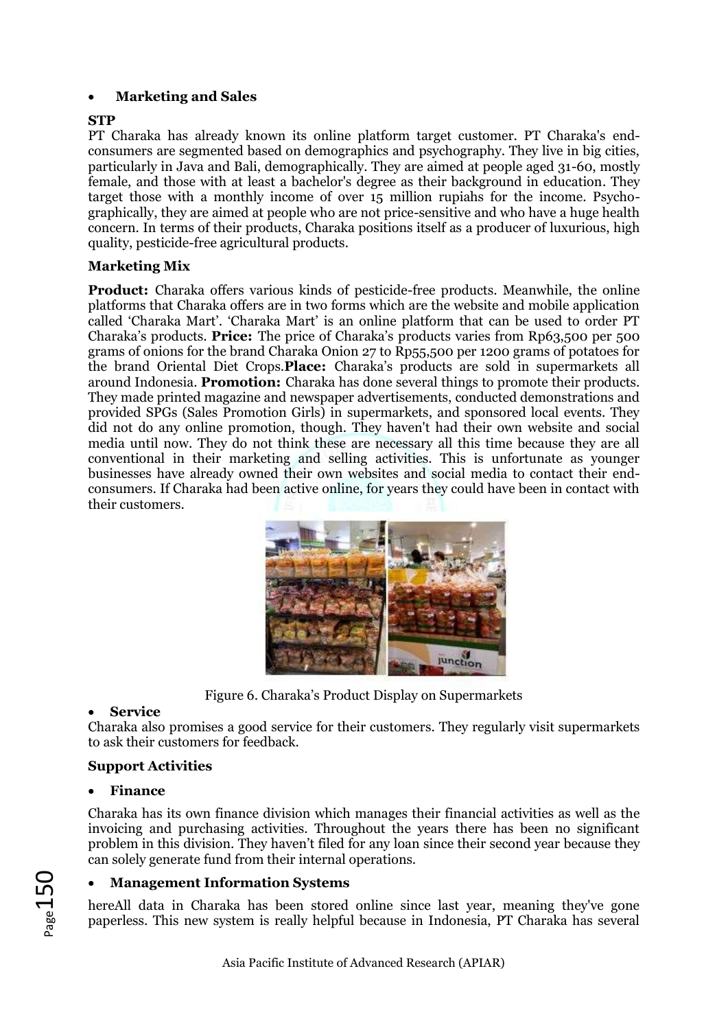- **Marketing and Sales**

**STP**

PT Charaka has already known its online platform target customer. PT Charaka's end-consumers are segmented based on demographics and psychography. They live in big cities, particularly in Java and Bali, demographically. They are aimed at people aged 31-60, mostly female, and those with at least a bachelor's degree as their background in education. They target those with a monthly income of over 15 million rupiahs for the income. Psycho-graphically, they are aimed at people who are not price-sensitive and who have a huge health concern. In terms of their products, Charaka positions itself as a producer of luxurious, high quality, pesticide-free agricultural products.

**Marketing Mix**

**Product:** Charaka offers various kinds of pesticide-free products. Meanwhile, the online platforms that Charaka offers are in two forms which are the website and mobile application called 'Charaka Mart'. 'Charaka Mart' is an online platform that can be used to order PT Charaka's products. **Price:** The price of Charaka's products varies from Rp63,500 per 500 grams of onions for the brand Charaka Onion 27 to Rp55,500 per 1200 grams of potatoes for the brand Oriental Diet Crops.**Place:** Charaka's products are sold in supermarkets all around Indonesia. **Promotion:** Charaka has done several things to promote their products. They made printed magazine and newspaper advertisements, conducted demonstrations and provided SPGs (Sales Promotion Girls) in supermarkets, and sponsored local events. They did not do any online promotion, though. They haven't had their own website and social media until now. They do not think these are necessary all this time because they are all conventional in their marketing and selling activities. This is unfortunate as younger businesses have already owned their own websites and social media to contact their end-consumers. If Charaka had been active online, for years they could have been in contact with their customers.

Figure 6. Charaka's Product Display on Supermarkets

- **Service**

Charaka also promises a good service for their customers. They regularly visit supermarkets to ask their customers for feedback.

**Support Activities**

- **Finance**

Charaka has its own finance division which manages their financial activities as well as the invoicing and purchasing activities. Throughout the years there has been no significant problem in this division. They haven't filed for any loan since their second year because they can solely generate fund from their internal operations.

- **Management Information Systems**

hereAll data in Charaka has been stored online since last year, meaning they've gone paperless. This new system is really helpful because in Indonesia, PT Charaka has several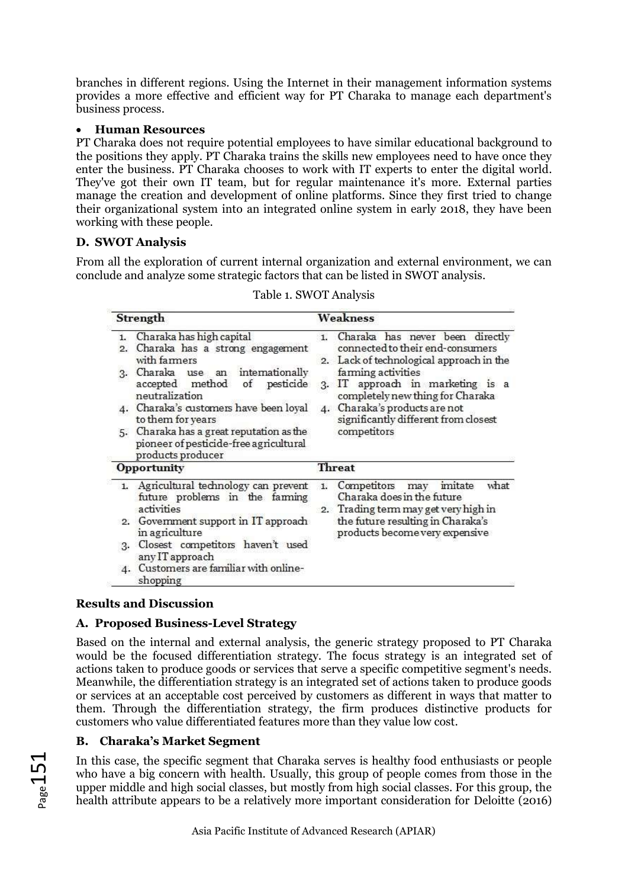branches in different regions. Using the Internet in their management information systems provides a more effective and efficient way for PT Charaka to manage each department's business process.

- **Human Resources**

PT Charaka does not require potential employees to have similar educational background to the positions they apply. PT Charaka trains the skills new employees need to have once they enter the business. PT Charaka chooses to work with IT experts to enter the digital world. They've got their own IT team, but for regular maintenance it's more. External parties manage the creation and development of online platforms. Since they first tried to change their organizational system into an integrated online system in early 2018, they have been working with these people.

### D. SWOT Analysis

From all the exploration of current internal organization and external environment, we can conclude and analyze some strategic factors that can be listed in SWOT analysis.

Table 1. SWOT Analysis

| Strength | Weakness |
|---|---|
| 1. Charaka has high capital<br>2. Charaka has a strong engagement with farmers<br>3. Charaka use an internationally accepted method of pesticide neutralization<br>4. Charaka's customers have been loyal to them for years<br>5. Charaka has a great reputation as the pioneer of pesticide-free agricultural products producer | 1. Charaka has never been directly connected to their end-consumers<br>2. Lack of technological approach in the farming activities<br>3. IT approach in marketing is a completely new thing for Charaka<br>4. Charaka's products are not significantly different from closest competitors |
| **Opportunity** | **Threat** |
| 1. Agricultural technology can prevent future problems in the farming activities<br>2. Government support in IT approach in agriculture<br>3. Closest competitors haven't used any IT approach<br>4. Customers are familiar with online-shopping | 1. Competitors may imitate what Charaka does in the future<br>2. Trading term may get very high in the future resulting in Charaka's products become very expensive |

## Results and Discussion

### A. Proposed Business-Level Strategy

Based on the internal and external analysis, the generic strategy proposed to PT Charaka would be the focused differentiation strategy. The focus strategy is an integrated set of actions taken to produce goods or services that serve a specific competitive segment's needs. Meanwhile, the differentiation strategy is an integrated set of actions taken to produce goods or services at an acceptable cost perceived by customers as different in ways that matter to them. Through the differentiation strategy, the firm produces distinctive products for customers who value differentiated features more than they value low cost.

### B. Charaka's Market Segment

In this case, the specific segment that Charaka serves is healthy food enthusiasts or people who have a big concern with health. Usually, this group of people comes from those in the upper middle and high social classes, but mostly from high social classes. For this group, the health attribute appears to be a relatively more important consideration for Deloitte (2016)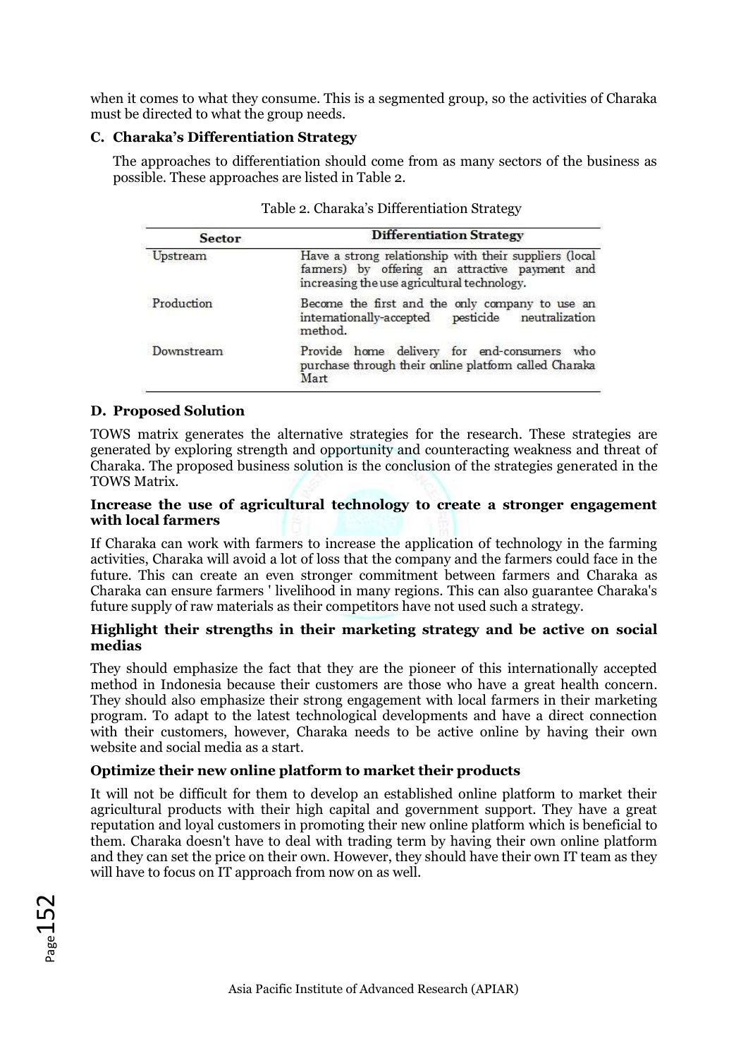when it comes to what they consume. This is a segmented group, so the activities of Charaka must be directed to what the group needs.

### C. Charaka's Differentiation Strategy

The approaches to differentiation should come from as many sectors of the business as possible. These approaches are listed in Table 2.

Table 2. Charaka's Differentiation Strategy

| Sector | Differentiation Strategy |
|---|---|
| Upstream | Have a strong relationship with their suppliers (local farmers) by offering an attractive payment and increasing the use agricultural technology. |
| Production | Become the first and the only company to use an internationally-accepted pesticide neutralization method. |
| Downstream | Provide home delivery for end-consumers who purchase through their online platform called Charaka Mart |

### D. Proposed Solution

TOWS matrix generates the alternative strategies for the research. These strategies are generated by exploring strength and opportunity and counteracting weakness and threat of Charaka. The proposed business solution is the conclusion of the strategies generated in the TOWS Matrix.

**Increase the use of agricultural technology to create a stronger engagement with local farmers**

If Charaka can work with farmers to increase the application of technology in the farming activities, Charaka will avoid a lot of loss that the company and the farmers could face in the future. This can create an even stronger commitment between farmers and Charaka as Charaka can ensure farmers ' livelihood in many regions. This can also guarantee Charaka's future supply of raw materials as their competitors have not used such a strategy.

**Highlight their strengths in their marketing strategy and be active on social medias**

They should emphasize the fact that they are the pioneer of this internationally accepted method in Indonesia because their customers are those who have a great health concern. They should also emphasize their strong engagement with local farmers in their marketing program. To adapt to the latest technological developments and have a direct connection with their customers, however, Charaka needs to be active online by having their own website and social media as a start.

**Optimize their new online platform to market their products**

It will not be difficult for them to develop an established online platform to market their agricultural products with their high capital and government support. They have a great reputation and loyal customers in promoting their new online platform which is beneficial to them. Charaka doesn't have to deal with trading term by having their own online platform and they can set the price on their own. However, they should have their own IT team as they will have to focus on IT approach from now on as well.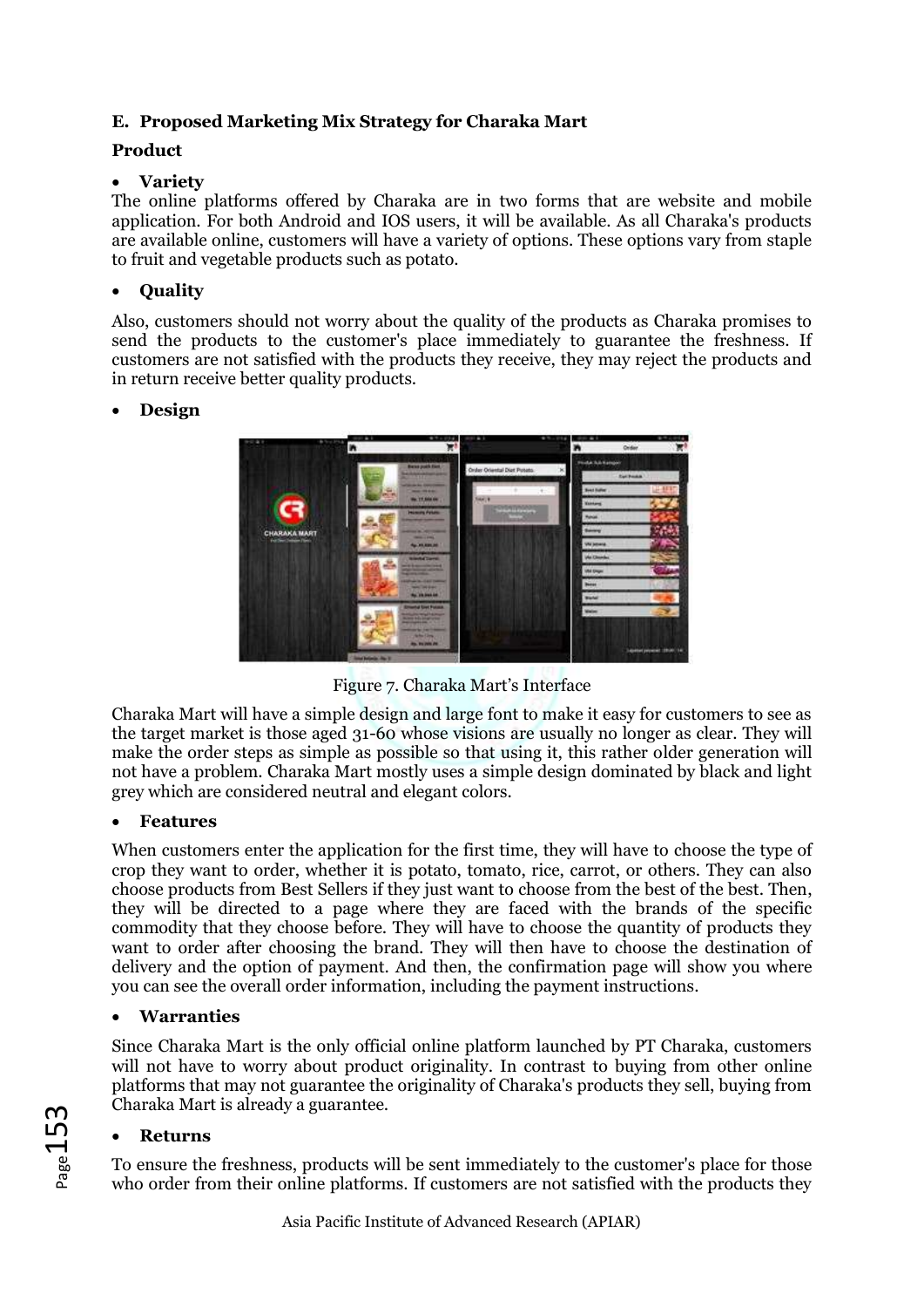## E. Proposed Marketing Mix Strategy for Charaka Mart

**Product**

- **Variety**

The online platforms offered by Charaka are in two forms that are website and mobile application. For both Android and IOS users, it will be available. As all Charaka's products are available online, customers will have a variety of options. These options vary from staple to fruit and vegetable products such as potato.

- **Quality**

Also, customers should not worry about the quality of the products as Charaka promises to send the products to the customer's place immediately to guarantee the freshness. If customers are not satisfied with the products they receive, they may reject the products and in return receive better quality products.

- **Design**

Figure 7. Charaka Mart's Interface

Charaka Mart will have a simple design and large font to make it easy for customers to see as the target market is those aged 31-60 whose visions are usually no longer as clear. They will make the order steps as simple as possible so that using it, this rather older generation will not have a problem. Charaka Mart mostly uses a simple design dominated by black and light grey which are considered neutral and elegant colors.

- **Features**

When customers enter the application for the first time, they will have to choose the type of crop they want to order, whether it is potato, tomato, rice, carrot, or others. They can also choose products from Best Sellers if they just want to choose from the best of the best. Then, they will be directed to a page where they are faced with the brands of the specific commodity that they choose before. They will have to choose the quantity of products they want to order after choosing the brand. They will then have to choose the destination of delivery and the option of payment. And then, the confirmation page will show you where you can see the overall order information, including the payment instructions.

- **Warranties**

Since Charaka Mart is the only official online platform launched by PT Charaka, customers will not have to worry about product originality. In contrast to buying from other online platforms that may not guarantee the originality of Charaka's products they sell, buying from Charaka Mart is already a guarantee.

- **Returns**

To ensure the freshness, products will be sent immediately to the customer's place for those who order from their online platforms. If customers are not satisfied with the products they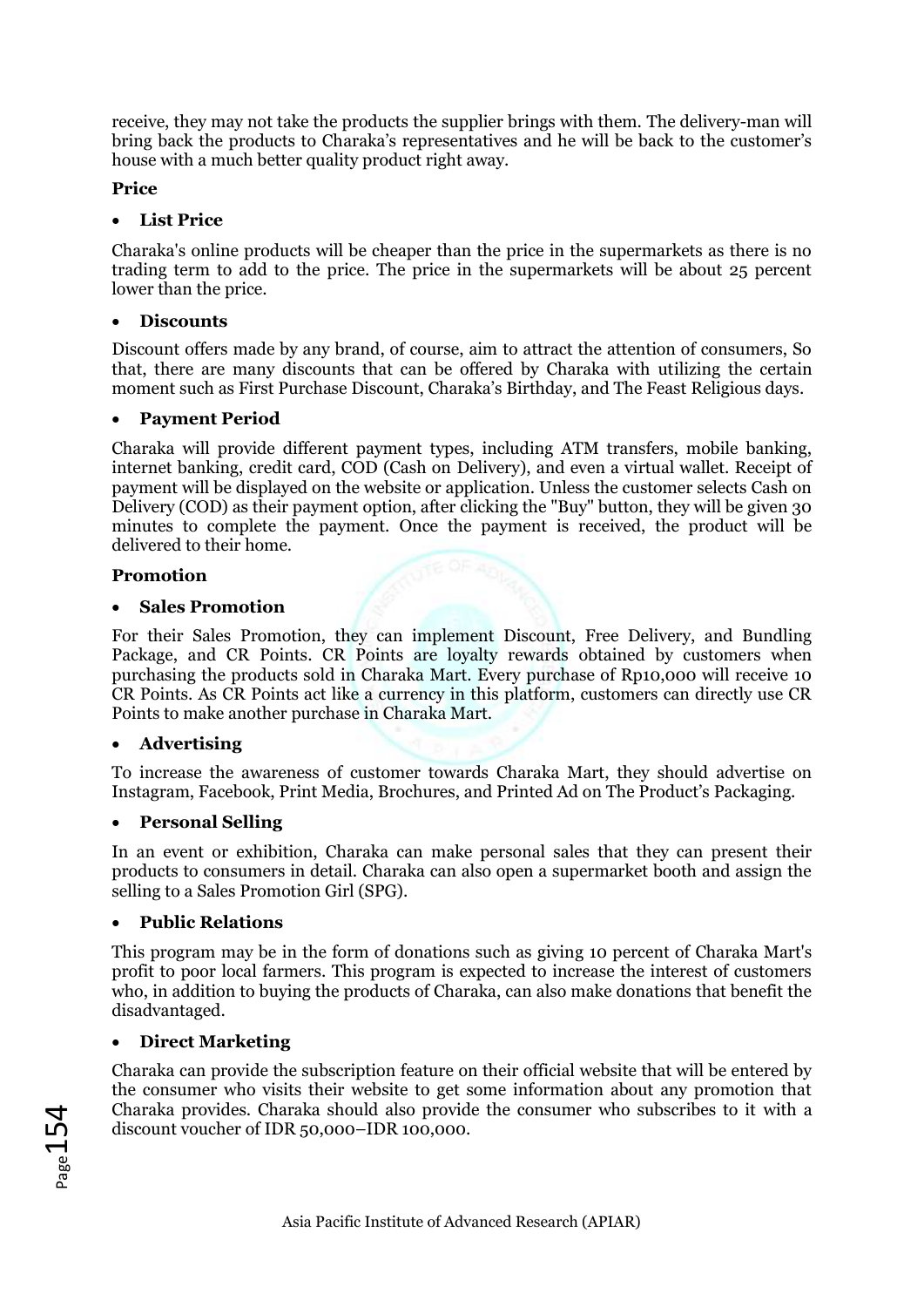receive, they may not take the products the supplier brings with them. The delivery-man will bring back the products to Charaka's representatives and he will be back to the customer's house with a much better quality product right away.

**Price**

- **List Price**

Charaka's online products will be cheaper than the price in the supermarkets as there is no trading term to add to the price. The price in the supermarkets will be about 25 percent lower than the price.

- **Discounts**

Discount offers made by any brand, of course, aim to attract the attention of consumers, So that, there are many discounts that can be offered by Charaka with utilizing the certain moment such as First Purchase Discount, Charaka's Birthday, and The Feast Religious days.

- **Payment Period**

Charaka will provide different payment types, including ATM transfers, mobile banking, internet banking, credit card, COD (Cash on Delivery), and even a virtual wallet. Receipt of payment will be displayed on the website or application. Unless the customer selects Cash on Delivery (COD) as their payment option, after clicking the "Buy" button, they will be given 30 minutes to complete the payment. Once the payment is received, the product will be delivered to their home.

**Promotion**

- **Sales Promotion**

For their Sales Promotion, they can implement Discount, Free Delivery, and Bundling Package, and CR Points. CR Points are loyalty rewards obtained by customers when purchasing the products sold in Charaka Mart. Every purchase of Rp10,000 will receive 10 CR Points. As CR Points act like a currency in this platform, customers can directly use CR Points to make another purchase in Charaka Mart.

- **Advertising**

To increase the awareness of customer towards Charaka Mart, they should advertise on Instagram, Facebook, Print Media, Brochures, and Printed Ad on The Product's Packaging.

- **Personal Selling**

In an event or exhibition, Charaka can make personal sales that they can present their products to consumers in detail. Charaka can also open a supermarket booth and assign the selling to a Sales Promotion Girl (SPG).

- **Public Relations**

This program may be in the form of donations such as giving 10 percent of Charaka Mart's profit to poor local farmers. This program is expected to increase the interest of customers who, in addition to buying the products of Charaka, can also make donations that benefit the disadvantaged.

- **Direct Marketing**

Charaka can provide the subscription feature on their official website that will be entered by the consumer who visits their website to get some information about any promotion that Charaka provides. Charaka should also provide the consumer who subscribes to it with a discount voucher of IDR 50,000–IDR 100,000.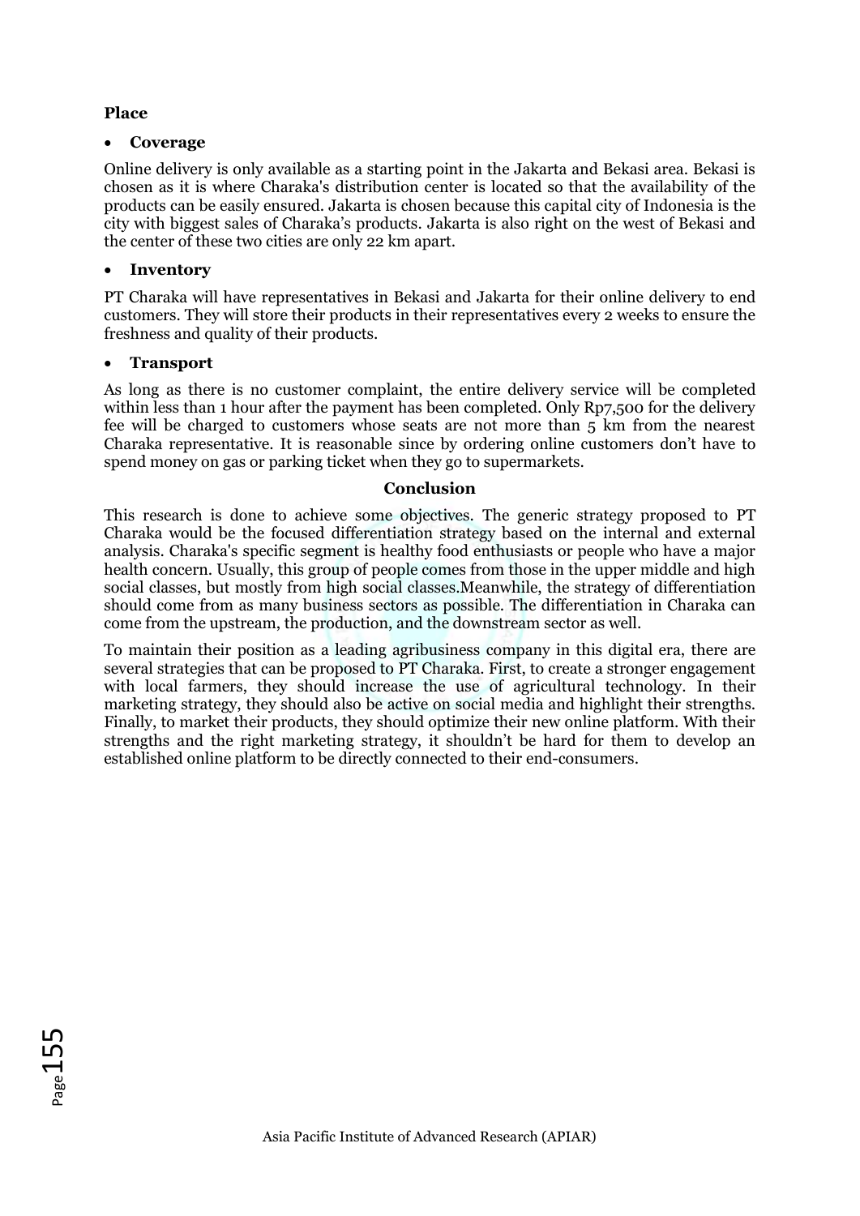**Place**

- **Coverage**

Online delivery is only available as a starting point in the Jakarta and Bekasi area. Bekasi is chosen as it is where Charaka's distribution center is located so that the availability of the products can be easily ensured. Jakarta is chosen because this capital city of Indonesia is the city with biggest sales of Charaka's products. Jakarta is also right on the west of Bekasi and the center of these two cities are only 22 km apart.

- **Inventory**

PT Charaka will have representatives in Bekasi and Jakarta for their online delivery to end customers. They will store their products in their representatives every 2 weeks to ensure the freshness and quality of their products.

- **Transport**

As long as there is no customer complaint, the entire delivery service will be completed within less than 1 hour after the payment has been completed. Only Rp7,500 for the delivery fee will be charged to customers whose seats are not more than 5 km from the nearest Charaka representative. It is reasonable since by ordering online customers don't have to spend money on gas or parking ticket when they go to supermarkets.

## Conclusion

This research is done to achieve some objectives. The generic strategy proposed to PT Charaka would be the focused differentiation strategy based on the internal and external analysis. Charaka's specific segment is healthy food enthusiasts or people who have a major health concern. Usually, this group of people comes from those in the upper middle and high social classes, but mostly from high social classes.Meanwhile, the strategy of differentiation should come from as many business sectors as possible. The differentiation in Charaka can come from the upstream, the production, and the downstream sector as well.

To maintain their position as a leading agribusiness company in this digital era, there are several strategies that can be proposed to PT Charaka. First, to create a stronger engagement with local farmers, they should increase the use of agricultural technology. In their marketing strategy, they should also be active on social media and highlight their strengths. Finally, to market their products, they should optimize their new online platform. With their strengths and the right marketing strategy, it shouldn't be hard for them to develop an established online platform to be directly connected to their end-consumers.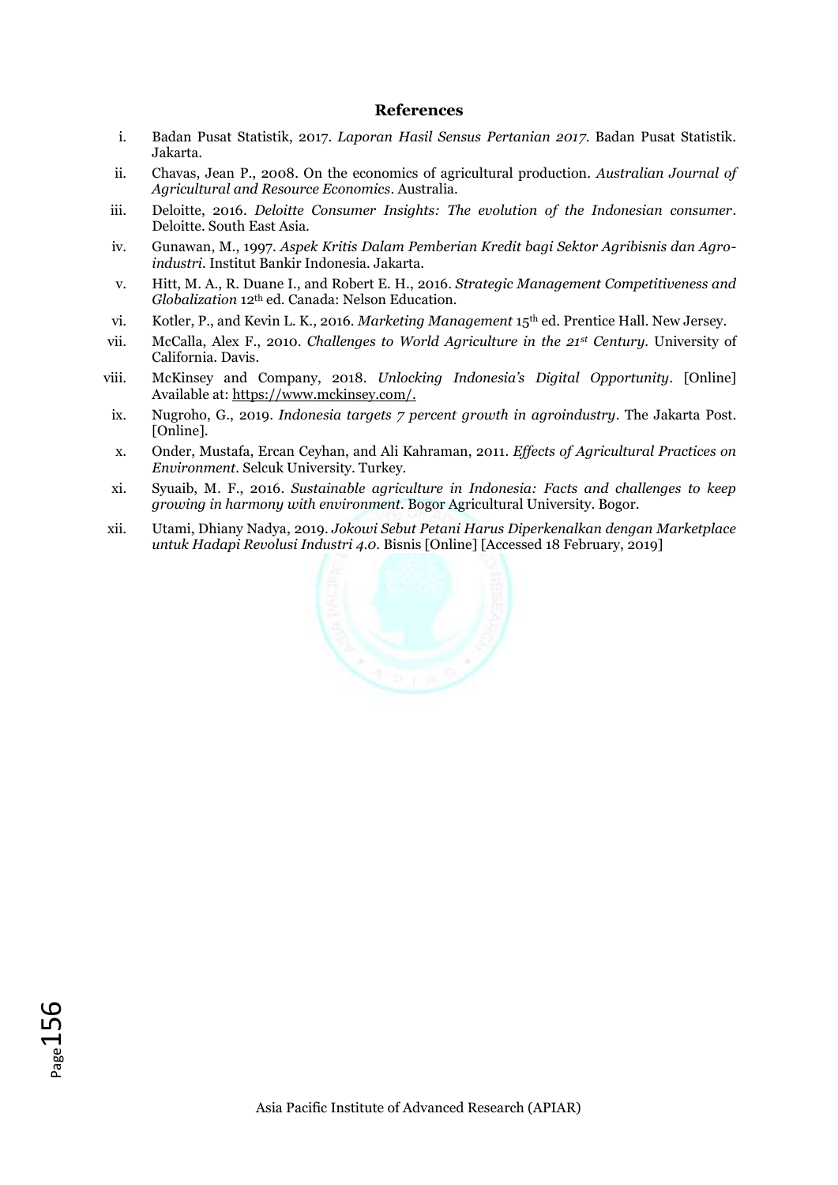## References

i. Badan Pusat Statistik, 2017. *Laporan Hasil Sensus Pertanian 2017*. Badan Pusat Statistik. Jakarta.

ii. Chavas, Jean P., 2008. On the economics of agricultural production. *Australian Journal of Agricultural and Resource Economics*. Australia.

iii. Deloitte, 2016. *Deloitte Consumer Insights: The evolution of the Indonesian consumer*. Deloitte. South East Asia.

iv. Gunawan, M., 1997. *Aspek Kritis Dalam Pemberian Kredit bagi Sektor Agribisnis dan Agro-industri*. Institut Bankir Indonesia. Jakarta.

v. Hitt, M. A., R. Duane I., and Robert E. H., 2016. *Strategic Management Competitiveness and Globalization* 12th ed. Canada: Nelson Education.

vi. Kotler, P., and Kevin L. K., 2016. *Marketing Management* 15th ed. Prentice Hall. New Jersey.

vii. McCalla, Alex F., 2010. *Challenges to World Agriculture in the 21st Century*. University of California. Davis.

viii. McKinsey and Company, 2018. *Unlocking Indonesia's Digital Opportunity*. [Online] Available at: https://www.mckinsey.com/.

ix. Nugroho, G., 2019. *Indonesia targets 7 percent growth in agroindustry*. The Jakarta Post. [Online].

x. Onder, Mustafa, Ercan Ceyhan, and Ali Kahraman, 2011. *Effects of Agricultural Practices on Environment*. Selcuk University. Turkey.

xi. Syuaib, M. F., 2016. *Sustainable agriculture in Indonesia: Facts and challenges to keep growing in harmony with environment*. Bogor Agricultural University. Bogor.

xii. Utami, Dhiany Nadya, 2019. *Jokowi Sebut Petani Harus Diperkenalkan dengan Marketplace untuk Hadapi Revolusi Industri 4.0*. Bisnis [Online] [Accessed 18 February, 2019]